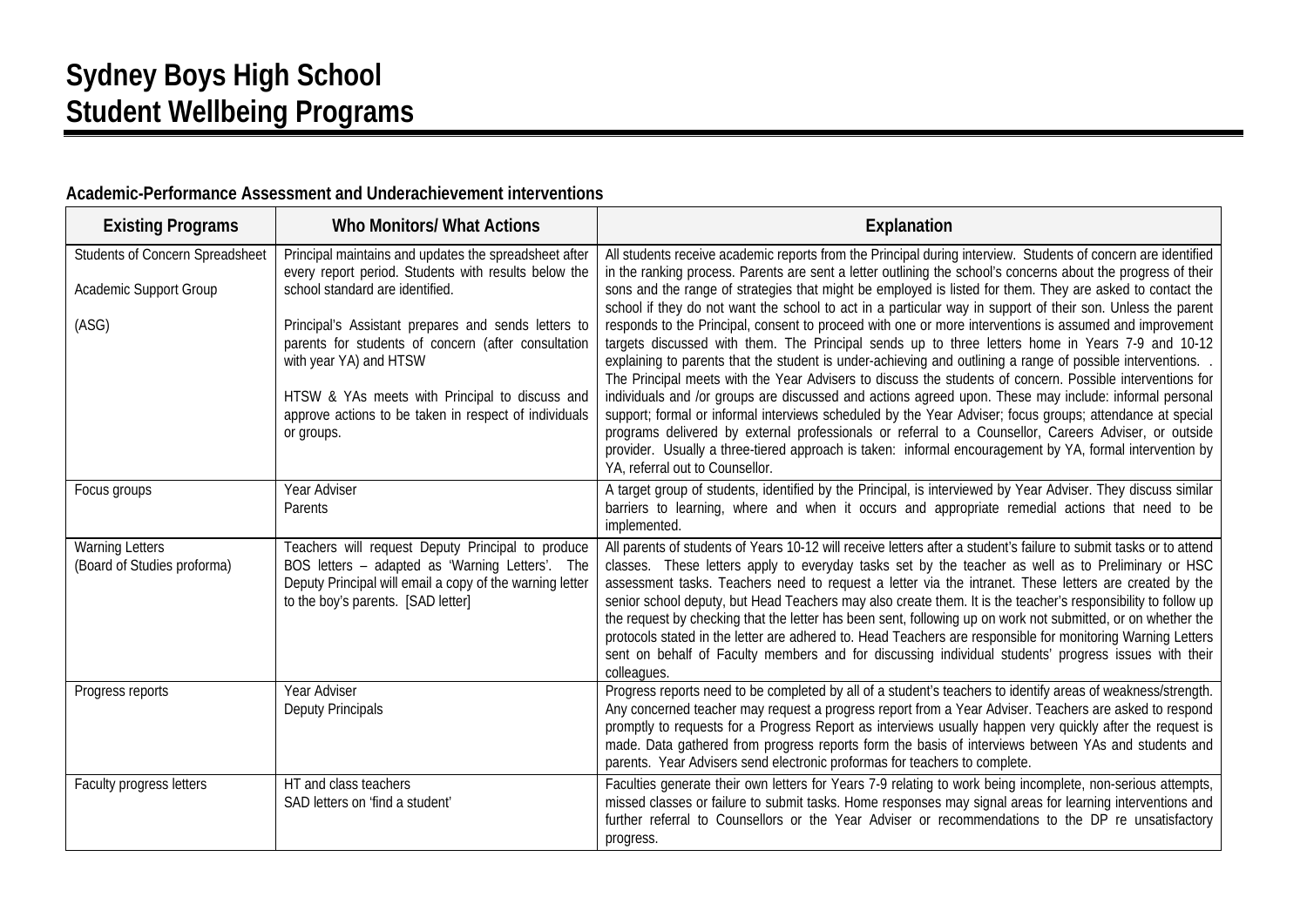# Sydney Boys High School
# Student Wellbeing Programs

### Academic-Performance Assessment and Underachievement interventions

| Existing Programs | Who Monitors/ What Actions | Explanation |
|---|---|---|
| Students of Concern Spreadsheet<br><br>Academic Support Group<br><br>(ASG) | Principal maintains and updates the spreadsheet after every report period. Students with results below the school standard are identified.<br><br>Principal's Assistant prepares and sends letters to parents for students of concern (after consultation with year YA) and HTSW<br><br>HTSW & YAs meets with Principal to discuss and approve actions to be taken in respect of individuals or groups. | All students receive academic reports from the Principal during interview. Students of concern are identified in the ranking process. Parents are sent a letter outlining the school's concerns about the progress of their sons and the range of strategies that might be employed is listed for them. They are asked to contact the school if they do not want the school to act in a particular way in support of their son. Unless the parent responds to the Principal, consent to proceed with one or more interventions is assumed and improvement targets discussed with them. The Principal sends up to three letters home in Years 7-9 and 10-12 explaining to parents that the student is under-achieving and outlining a range of possible interventions. . The Principal meets with the Year Advisers to discuss the students of concern. Possible interventions for individuals and /or groups are discussed and actions agreed upon. These may include: informal personal support; formal or informal interviews scheduled by the Year Adviser; focus groups; attendance at special programs delivered by external professionals or referral to a Counsellor, Careers Adviser, or outside provider. Usually a three-tiered approach is taken: informal encouragement by YA, formal intervention by YA, referral out to Counsellor. |
| Focus groups | Year Adviser<br>Parents | A target group of students, identified by the Principal, is interviewed by Year Adviser. They discuss similar barriers to learning, where and when it occurs and appropriate remedial actions that need to be implemented. |
| Warning Letters<br>(Board of Studies proforma) | Teachers will request Deputy Principal to produce BOS letters – adapted as 'Warning Letters'. The Deputy Principal will email a copy of the warning letter to the boy's parents. [SAD letter] | All parents of students of Years 10-12 will receive letters after a student's failure to submit tasks or to attend classes. These letters apply to everyday tasks set by the teacher as well as to Preliminary or HSC assessment tasks. Teachers need to request a letter via the intranet. These letters are created by the senior school deputy, but Head Teachers may also create them. It is the teacher's responsibility to follow up the request by checking that the letter has been sent, following up on work not submitted, or on whether the protocols stated in the letter are adhered to. Head Teachers are responsible for monitoring Warning Letters sent on behalf of Faculty members and for discussing individual students' progress issues with their colleagues. |
| Progress reports | Year Adviser<br>Deputy Principals | Progress reports need to be completed by all of a student's teachers to identify areas of weakness/strength. Any concerned teacher may request a progress report from a Year Adviser. Teachers are asked to respond promptly to requests for a Progress Report as interviews usually happen very quickly after the request is made. Data gathered from progress reports form the basis of interviews between YAs and students and parents. Year Advisers send electronic proformas for teachers to complete. |
| Faculty progress letters | HT and class teachers<br>SAD letters on 'find a student' | Faculties generate their own letters for Years 7-9 relating to work being incomplete, non-serious attempts, missed classes or failure to submit tasks. Home responses may signal areas for learning interventions and further referral to Counsellors or the Year Adviser or recommendations to the DP re unsatisfactory progress. |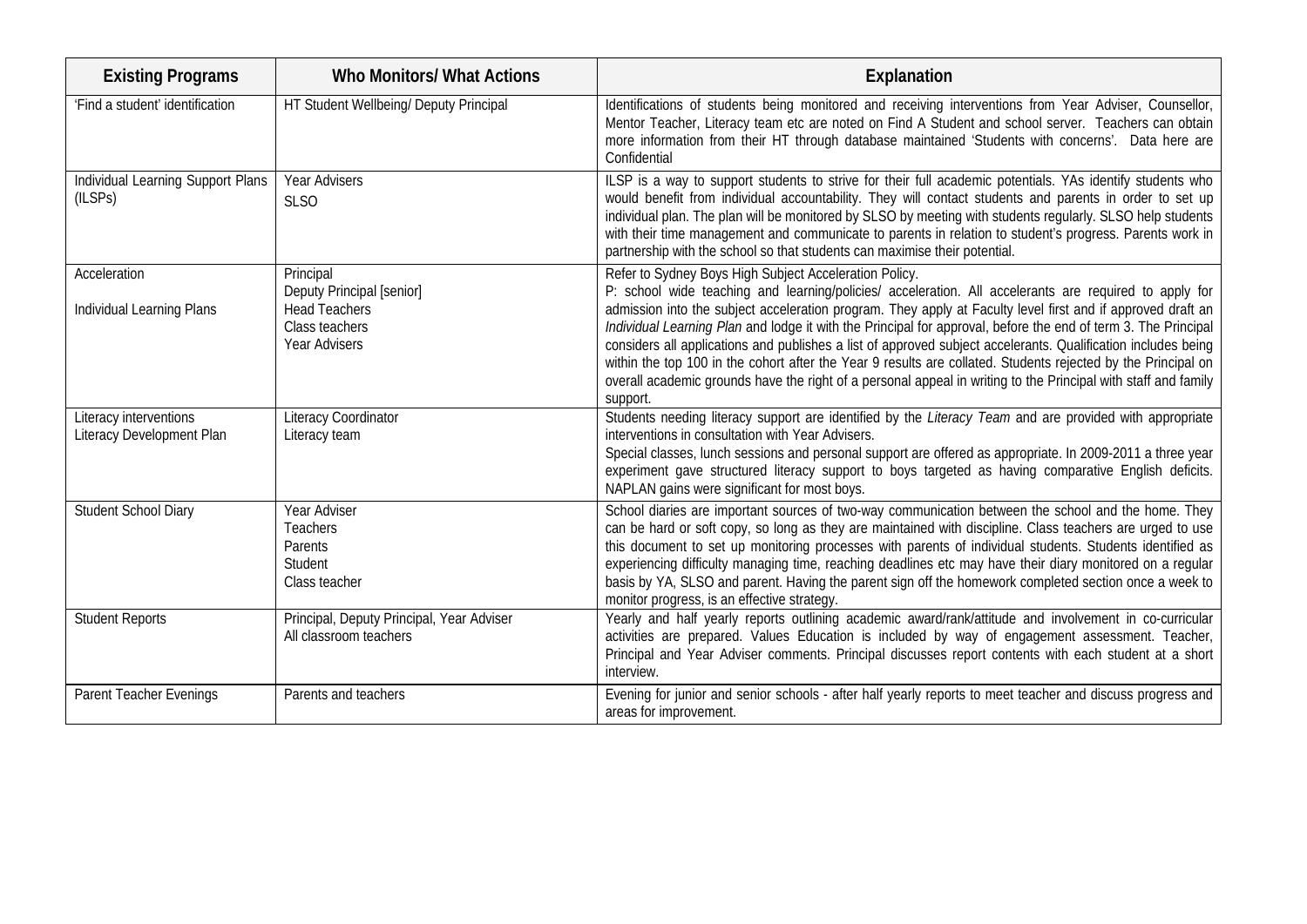| Existing Programs | Who Monitors/ What Actions | Explanation |
|---|---|---|
| 'Find a student' identification | HT Student Wellbeing/ Deputy Principal | Identifications of students being monitored and receiving interventions from Year Adviser, Counsellor, Mentor Teacher, Literacy team etc are noted on Find A Student and school server. Teachers can obtain more information from their HT through database maintained 'Students with concerns'. Data here are Confidential |
| Individual Learning Support Plans (ILSPs) | Year Advisers<br>SLSO | ILSP is a way to support students to strive for their full academic potentials. YAs identify students who would benefit from individual accountability. They will contact students and parents in order to set up individual plan. The plan will be monitored by SLSO by meeting with students regularly. SLSO help students with their time management and communicate to parents in relation to student's progress. Parents work in partnership with the school so that students can maximise their potential. |
| Acceleration<br><br>Individual Learning Plans | Principal<br>Deputy Principal [senior]<br>Head Teachers<br>Class teachers<br>Year Advisers | Refer to Sydney Boys High Subject Acceleration Policy.<br>P: school wide teaching and learning/policies/ acceleration. All accelerants are required to apply for admission into the subject acceleration program. They apply at Faculty level first and if approved draft an *Individual Learning Plan* and lodge it with the Principal for approval, before the end of term 3. The Principal considers all applications and publishes a list of approved subject accelerants. Qualification includes being within the top 100 in the cohort after the Year 9 results are collated. Students rejected by the Principal on overall academic grounds have the right of a personal appeal in writing to the Principal with staff and family support. |
| Literacy interventions<br>Literacy Development Plan | Literacy Coordinator<br>Literacy team | Students needing literacy support are identified by the *Literacy Team* and are provided with appropriate interventions in consultation with Year Advisers.<br>Special classes, lunch sessions and personal support are offered as appropriate. In 2009-2011 a three year experiment gave structured literacy support to boys targeted as having comparative English deficits. NAPLAN gains were significant for most boys. |
| Student School Diary | Year Adviser<br>Teachers<br>Parents<br>Student<br>Class teacher | School diaries are important sources of two-way communication between the school and the home. They can be hard or soft copy, so long as they are maintained with discipline. Class teachers are urged to use this document to set up monitoring processes with parents of individual students. Students identified as experiencing difficulty managing time, reaching deadlines etc may have their diary monitored on a regular basis by YA, SLSO and parent. Having the parent sign off the homework completed section once a week to monitor progress, is an effective strategy. |
| Student Reports | Principal, Deputy Principal, Year Adviser<br>All classroom teachers | Yearly and half yearly reports outlining academic award/rank/attitude and involvement in co-curricular activities are prepared. Values Education is included by way of engagement assessment. Teacher, Principal and Year Adviser comments. Principal discusses report contents with each student at a short interview. |
| Parent Teacher Evenings | Parents and teachers | Evening for junior and senior schools - after half yearly reports to meet teacher and discuss progress and areas for improvement. |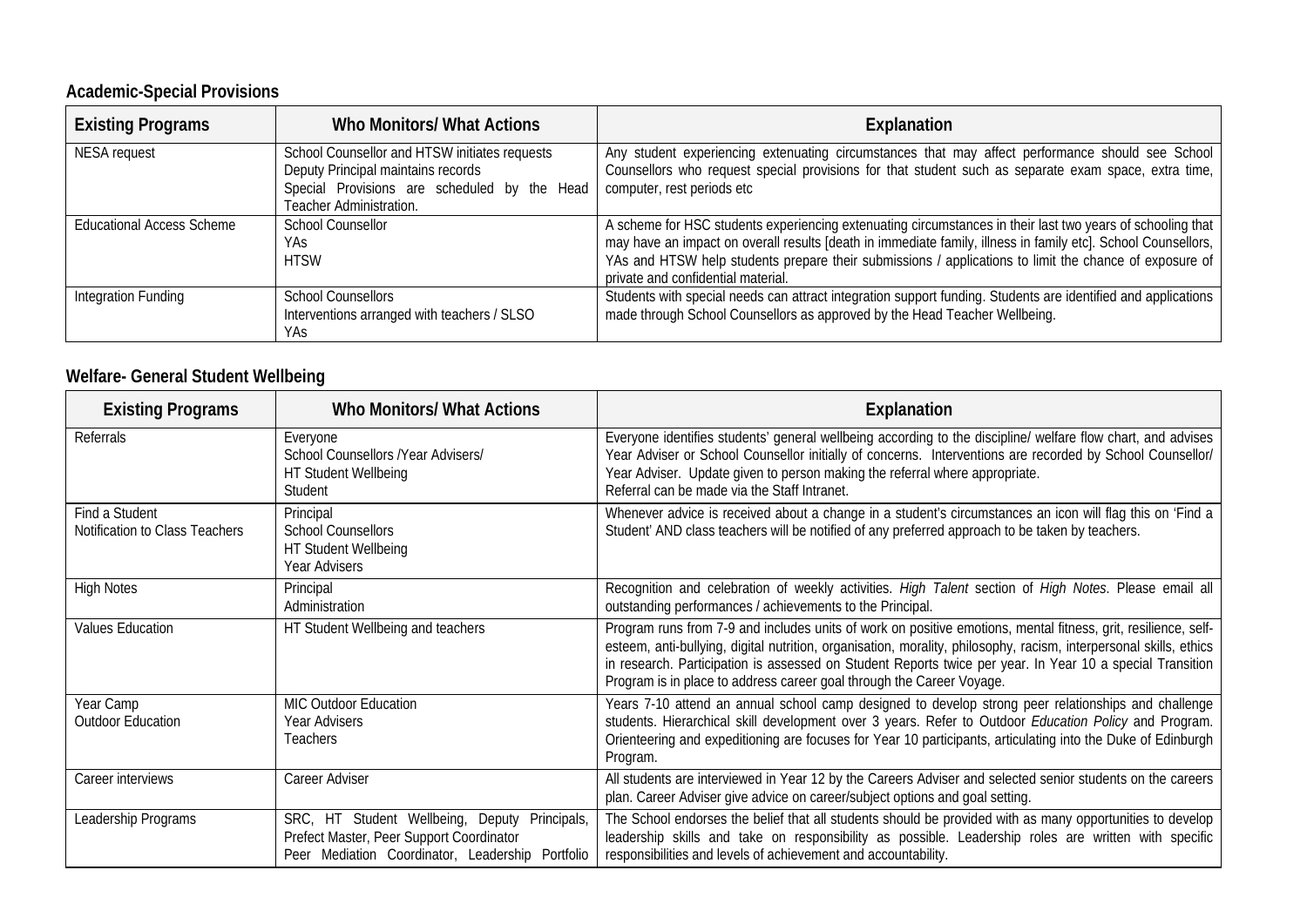### Academic-Special Provisions

| Existing Programs | Who Monitors/ What Actions | Explanation |
|---|---|---|
| NESA request | School Counsellor and HTSW initiates requests<br>Deputy Principal maintains records<br>Special Provisions are scheduled by the Head Teacher Administration. | Any student experiencing extenuating circumstances that may affect performance should see School Counsellors who request special provisions for that student such as separate exam space, extra time, computer, rest periods etc |
| Educational Access Scheme | School Counsellor<br>YAs<br>HTSW | A scheme for HSC students experiencing extenuating circumstances in their last two years of schooling that may have an impact on overall results [death in immediate family, illness in family etc]. School Counsellors, YAs and HTSW help students prepare their submissions / applications to limit the chance of exposure of private and confidential material. |
| Integration Funding | School Counsellors<br>Interventions arranged with teachers / SLSO<br>YAs | Students with special needs can attract integration support funding. Students are identified and applications made through School Counsellors as approved by the Head Teacher Wellbeing. |

### Welfare- General Student Wellbeing

| Existing Programs | Who Monitors/ What Actions | Explanation |
|---|---|---|
| Referrals | Everyone<br>School Counsellors /Year Advisers/<br>HT Student Wellbeing<br>Student | Everyone identifies students' general wellbeing according to the discipline/ welfare flow chart, and advises Year Adviser or School Counsellor initially of concerns. Interventions are recorded by School Counsellor/ Year Adviser. Update given to person making the referral where appropriate.<br>Referral can be made via the Staff Intranet. |
| Find a Student<br>Notification to Class Teachers | Principal<br>School Counsellors<br>HT Student Wellbeing<br>Year Advisers | Whenever advice is received about a change in a student's circumstances an icon will flag this on 'Find a Student' AND class teachers will be notified of any preferred approach to be taken by teachers. |
| High Notes | Principal<br>Administration | Recognition and celebration of weekly activities. *High Talent* section of *High Notes*. Please email all outstanding performances / achievements to the Principal. |
| Values Education | HT Student Wellbeing and teachers | Program runs from 7-9 and includes units of work on positive emotions, mental fitness, grit, resilience, self-esteem, anti-bullying, digital nutrition, organisation, morality, philosophy, racism, interpersonal skills, ethics in research. Participation is assessed on Student Reports twice per year. In Year 10 a special Transition Program is in place to address career goal through the Career Voyage. |
| Year Camp<br>Outdoor Education | MIC Outdoor Education<br>Year Advisers<br>Teachers | Years 7-10 attend an annual school camp designed to develop strong peer relationships and challenge students. Hierarchical skill development over 3 years. Refer to Outdoor *Education Policy* and Program. Orienteering and expeditioning are focuses for Year 10 participants, articulating into the Duke of Edinburgh Program. |
| Career interviews | Career Adviser | All students are interviewed in Year 12 by the Careers Adviser and selected senior students on the careers plan. Career Adviser give advice on career/subject options and goal setting. |
| Leadership Programs | SRC, HT Student Wellbeing, Deputy Principals, Prefect Master, Peer Support Coordinator<br>Peer Mediation Coordinator, Leadership Portfolio | The School endorses the belief that all students should be provided with as many opportunities to develop leadership skills and take on responsibility as possible. Leadership roles are written with specific responsibilities and levels of achievement and accountability. |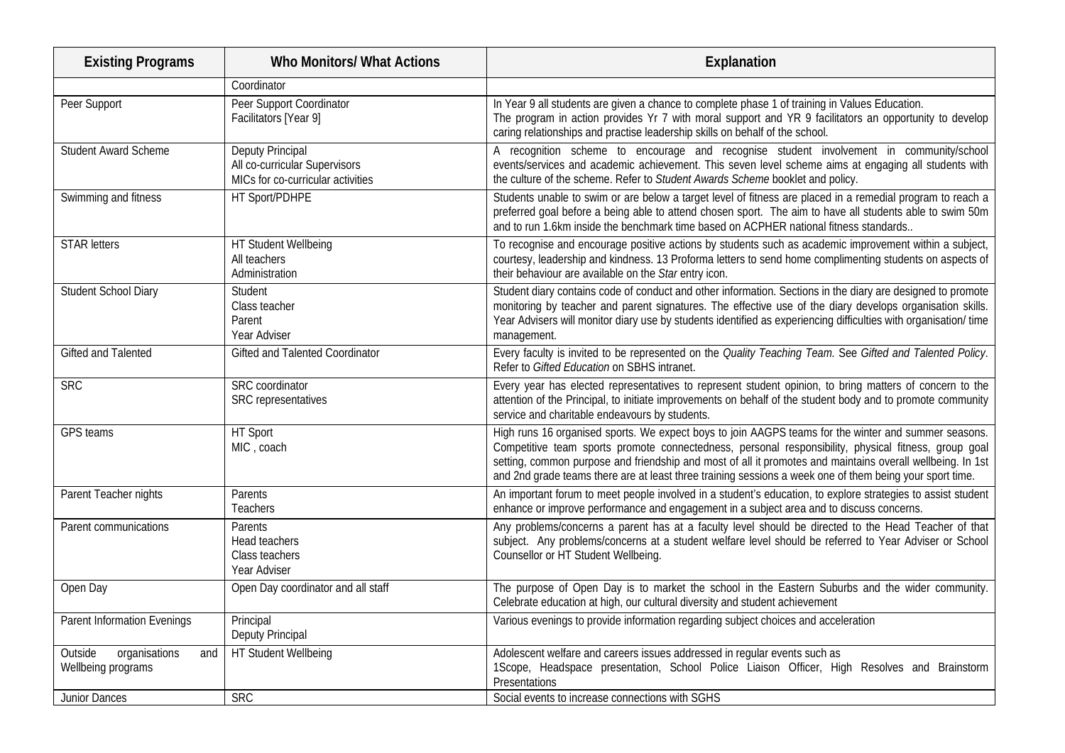| Existing Programs | Who Monitors/ What Actions | Explanation |
|---|---|---|
| | Coordinator | |
| Peer Support | Peer Support Coordinator<br>Facilitators [Year 9] | In Year 9 all students are given a chance to complete phase 1 of training in Values Education.<br>The program in action provides Yr 7 with moral support and YR 9 facilitators an opportunity to develop caring relationships and practise leadership skills on behalf of the school. |
| Student Award Scheme | Deputy Principal<br>All co-curricular Supervisors<br>MICs for co-curricular activities | A recognition scheme to encourage and recognise student involvement in community/school events/services and academic achievement. This seven level scheme aims at engaging all students with the culture of the scheme. Refer to *Student Awards Scheme* booklet and policy. |
| Swimming and fitness | HT Sport/PDHPE | Students unable to swim or are below a target level of fitness are placed in a remedial program to reach a preferred goal before a being able to attend chosen sport. The aim to have all students able to swim 50m and to run 1.6km inside the benchmark time based on ACPHER national fitness standards.. |
| STAR letters | HT Student Wellbeing<br>All teachers<br>Administration | To recognise and encourage positive actions by students such as academic improvement within a subject, courtesy, leadership and kindness. 13 Proforma letters to send home complimenting students on aspects of their behaviour are available on the *Star* entry icon. |
| Student School Diary | Student<br>Class teacher<br>Parent<br>Year Adviser | Student diary contains code of conduct and other information. Sections in the diary are designed to promote monitoring by teacher and parent signatures. The effective use of the diary develops organisation skills. Year Advisers will monitor diary use by students identified as experiencing difficulties with organisation/ time management. |
| Gifted and Talented | Gifted and Talented Coordinator | Every faculty is invited to be represented on the *Quality Teaching Team.* See *Gifted and Talented Policy*. Refer to *Gifted Education* on SBHS intranet. |
| SRC | SRC coordinator<br>SRC representatives | Every year has elected representatives to represent student opinion, to bring matters of concern to the attention of the Principal, to initiate improvements on behalf of the student body and to promote community service and charitable endeavours by students. |
| GPS teams | HT Sport<br>MIC , coach | High runs 16 organised sports. We expect boys to join AAGPS teams for the winter and summer seasons. Competitive team sports promote connectedness, personal responsibility, physical fitness, group goal setting, common purpose and friendship and most of all it promotes and maintains overall wellbeing. In 1st and 2nd grade teams there are at least three training sessions a week one of them being your sport time. |
| Parent Teacher nights | Parents<br>Teachers | An important forum to meet people involved in a student's education, to explore strategies to assist student enhance or improve performance and engagement in a subject area and to discuss concerns. |
| Parent communications | Parents<br>Head teachers<br>Class teachers<br>Year Adviser | Any problems/concerns a parent has at a faculty level should be directed to the Head Teacher of that subject. Any problems/concerns at a student welfare level should be referred to Year Adviser or School Counsellor or HT Student Wellbeing. |
| Open Day | Open Day coordinator and all staff | The purpose of Open Day is to market the school in the Eastern Suburbs and the wider community. Celebrate education at high, our cultural diversity and student achievement |
| Parent Information Evenings | Principal<br>Deputy Principal | Various evenings to provide information regarding subject choices and acceleration |
| Outside organisations and Wellbeing programs | HT Student Wellbeing | Adolescent welfare and careers issues addressed in regular events such as<br>1Scope, Headspace presentation, School Police Liaison Officer, High Resolves and Brainstorm Presentations |
| Junior Dances | SRC | Social events to increase connections with SGHS |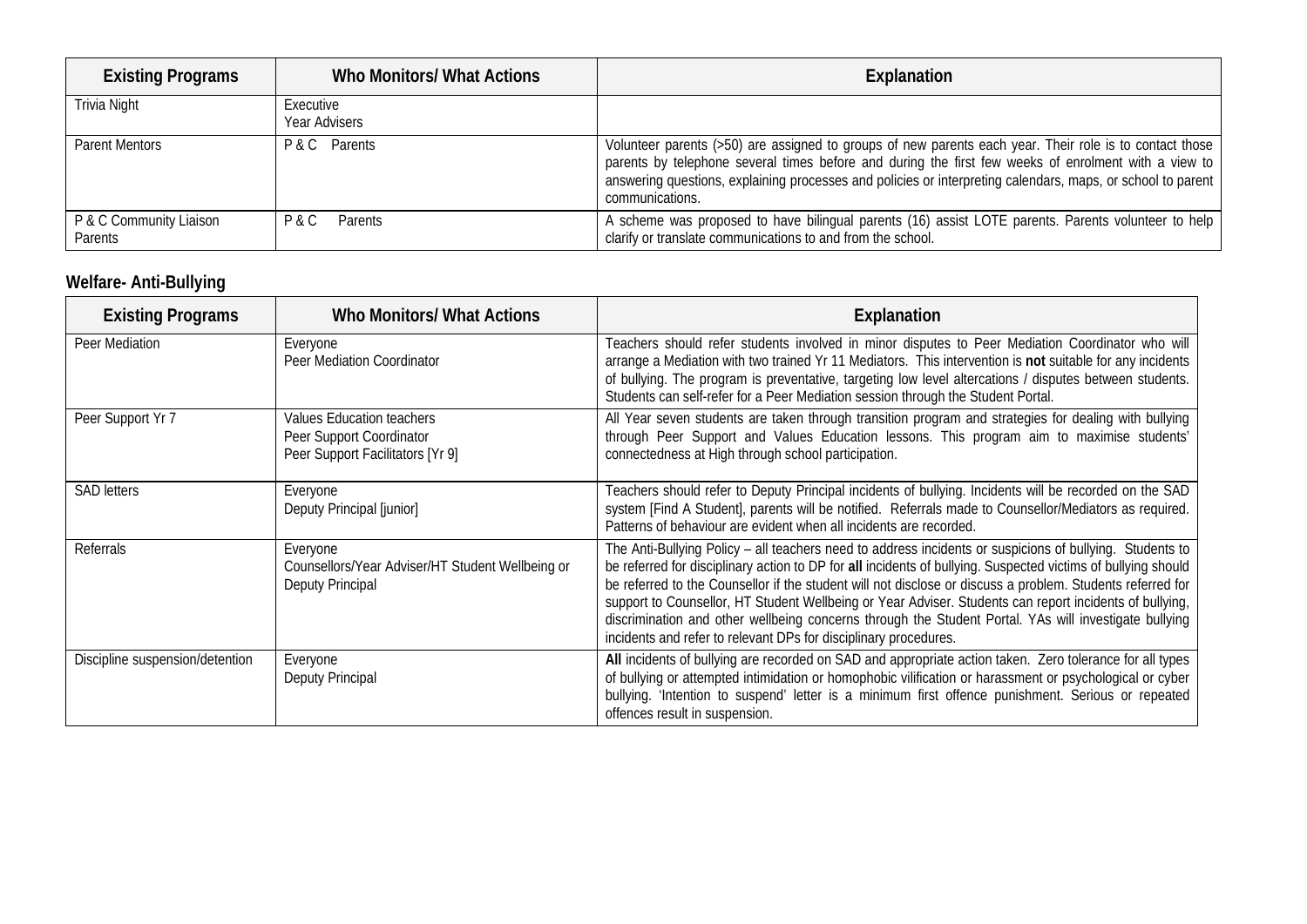| Existing Programs | Who Monitors/ What Actions | Explanation |
|---|---|---|
| Trivia Night | Executive<br>Year Advisers | |
| Parent Mentors | P & C Parents | Volunteer parents (>50) are assigned to groups of new parents each year. Their role is to contact those parents by telephone several times before and during the first few weeks of enrolment with a view to answering questions, explaining processes and policies or interpreting calendars, maps, or school to parent communications. |
| P & C Community Liaison Parents | P & C Parents | A scheme was proposed to have bilingual parents (16) assist LOTE parents. Parents volunteer to help clarify or translate communications to and from the school. |

## Welfare- Anti-Bullying

| Existing Programs | Who Monitors/ What Actions | Explanation |
|---|---|---|
| Peer Mediation | Everyone<br>Peer Mediation Coordinator | Teachers should refer students involved in minor disputes to Peer Mediation Coordinator who will arrange a Mediation with two trained Yr 11 Mediators. This intervention is **not** suitable for any incidents of bullying. The program is preventative, targeting low level altercations / disputes between students. Students can self-refer for a Peer Mediation session through the Student Portal. |
| Peer Support Yr 7 | Values Education teachers<br>Peer Support Coordinator<br>Peer Support Facilitators [Yr 9] | All Year seven students are taken through transition program and strategies for dealing with bullying through Peer Support and Values Education lessons. This program aim to maximise students' connectedness at High through school participation. |
| SAD letters | Everyone<br>Deputy Principal [junior] | Teachers should refer to Deputy Principal incidents of bullying. Incidents will be recorded on the SAD system [Find A Student], parents will be notified. Referrals made to Counsellor/Mediators as required. Patterns of behaviour are evident when all incidents are recorded. |
| Referrals | Everyone<br>Counsellors/Year Adviser/HT Student Wellbeing or Deputy Principal | The Anti-Bullying Policy – all teachers need to address incidents or suspicions of bullying. Students to be referred for disciplinary action to DP for **all** incidents of bullying. Suspected victims of bullying should be referred to the Counsellor if the student will not disclose or discuss a problem. Students referred for support to Counsellor, HT Student Wellbeing or Year Adviser. Students can report incidents of bullying, discrimination and other wellbeing concerns through the Student Portal. YAs will investigate bullying incidents and refer to relevant DPs for disciplinary procedures. |
| Discipline suspension/detention | Everyone<br>Deputy Principal | **All** incidents of bullying are recorded on SAD and appropriate action taken. Zero tolerance for all types of bullying or attempted intimidation or homophobic vilification or harassment or psychological or cyber bullying. 'Intention to suspend' letter is a minimum first offence punishment. Serious or repeated offences result in suspension. |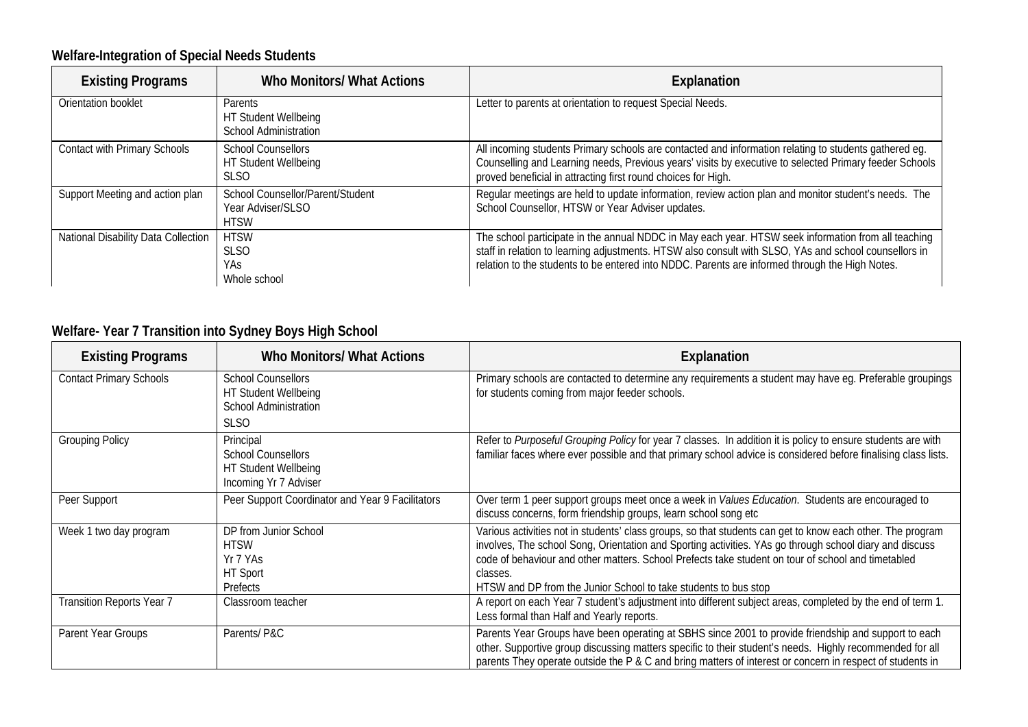**Welfare-Integration of Special Needs Students**

| Existing Programs | Who Monitors/ What Actions | Explanation |
|---|---|---|
| Orientation booklet | Parents<br>HT Student Wellbeing<br>School Administration | Letter to parents at orientation to request Special Needs. |
| Contact with Primary Schools | School Counsellors<br>HT Student Wellbeing<br>SLSO | All incoming students Primary schools are contacted and information relating to students gathered eg. Counselling and Learning needs, Previous years' visits by executive to selected Primary feeder Schools proved beneficial in attracting first round choices for High. |
| Support Meeting and action plan | School Counsellor/Parent/Student<br>Year Adviser/SLSO<br>HTSW | Regular meetings are held to update information, review action plan and monitor student's needs. The School Counsellor, HTSW or Year Adviser updates. |
| National Disability Data Collection | HTSW<br>SLSO<br>YAs<br>Whole school | The school participate in the annual NDDC in May each year. HTSW seek information from all teaching staff in relation to learning adjustments. HTSW also consult with SLSO, YAs and school counsellors in relation to the students to be entered into NDDC. Parents are informed through the High Notes. |

**Welfare- Year 7 Transition into Sydney Boys High School**

| Existing Programs | Who Monitors/ What Actions | Explanation |
|---|---|---|
| Contact Primary Schools | School Counsellors<br>HT Student Wellbeing<br>School Administration<br>SLSO | Primary schools are contacted to determine any requirements a student may have eg. Preferable groupings for students coming from major feeder schools. |
| Grouping Policy | Principal<br>School Counsellors<br>HT Student Wellbeing<br>Incoming Yr 7 Adviser | Refer to *Purposeful Grouping Policy* for year 7 classes. In addition it is policy to ensure students are with familiar faces where ever possible and that primary school advice is considered before finalising class lists. |
| Peer Support | Peer Support Coordinator and Year 9 Facilitators | Over term 1 peer support groups meet once a week in *Values Education*. Students are encouraged to discuss concerns, form friendship groups, learn school song etc |
| Week 1 two day program | DP from Junior School<br>HTSW<br>Yr 7 YAs<br>HT Sport<br>Prefects | Various activities not in students' class groups, so that students can get to know each other. The program involves, The school Song, Orientation and Sporting activities. YAs go through school diary and discuss code of behaviour and other matters. School Prefects take student on tour of school and timetabled classes.<br>HTSW and DP from the Junior School to take students to bus stop |
| Transition Reports Year 7 | Classroom teacher | A report on each Year 7 student's adjustment into different subject areas, completed by the end of term 1. Less formal than Half and Yearly reports. |
| Parent Year Groups | Parents/ P&C | Parents Year Groups have been operating at SBHS since 2001 to provide friendship and support to each other. Supportive group discussing matters specific to their student's needs. Highly recommended for all parents They operate outside the P & C and bring matters of interest or concern in respect of students in |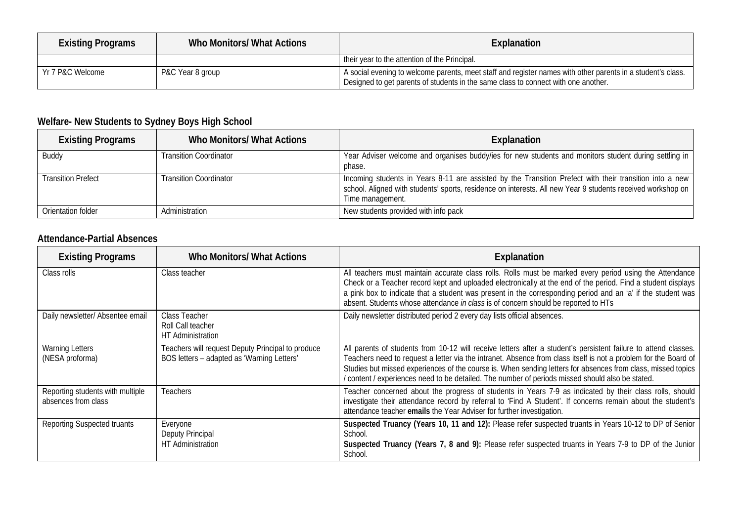| Existing Programs | Who Monitors/ What Actions | Explanation |
| --- | --- | --- |
| | | their year to the attention of the Principal. |
| Yr 7 P&C Welcome | P&C Year 8 group | A social evening to welcome parents, meet staff and register names with other parents in a student's class. Designed to get parents of students in the same class to connect with one another. |

### Welfare- New Students to Sydney Boys High School

| Existing Programs | Who Monitors/ What Actions | Explanation |
| --- | --- | --- |
| Buddy | Transition Coordinator | Year Adviser welcome and organises buddy/ies for new students and monitors student during settling in phase. |
| Transition Prefect | Transition Coordinator | Incoming students in Years 8-11 are assisted by the Transition Prefect with their transition into a new school. Aligned with students' sports, residence on interests. All new Year 9 students received workshop on Time management. |
| Orientation folder | Administration | New students provided with info pack |

### Attendance-Partial Absences

| Existing Programs | Who Monitors/ What Actions | Explanation |
| --- | --- | --- |
| Class rolls | Class teacher | All teachers must maintain accurate class rolls. Rolls must be marked every period using the Attendance Check or a Teacher record kept and uploaded electronically at the end of the period. Find a student displays a pink box to indicate that a student was present in the corresponding period and an 'a' if the student was absent. Students whose attendance *in class* is of concern should be reported to HTs |
| Daily newsletter/ Absentee email | Class Teacher<br>Roll Call teacher<br>HT Administration | Daily newsletter distributed period 2 every day lists official absences. |
| Warning Letters<br>(NESA proforma) | Teachers will request Deputy Principal to produce BOS letters – adapted as 'Warning Letters' | All parents of students from 10-12 will receive letters after a student's persistent failure to attend classes. Teachers need to request a letter via the intranet. Absence from class itself is not a problem for the Board of Studies but missed experiences of the course is. When sending letters for absences from class, missed topics / content / experiences need to be detailed. The number of periods missed should also be stated. |
| Reporting students with multiple absences from class | Teachers | Teacher concerned about the progress of students in Years 7-9 as indicated by their class rolls, should investigate their attendance record by referral to 'Find A Student'. If concerns remain about the student's attendance teacher **emails** the Year Adviser for further investigation. |
| Reporting Suspected truants | Everyone<br>Deputy Principal<br>HT Administration | **Suspected Truancy (Years 10, 11 and 12):** Please refer suspected truants in Years 10-12 to DP of Senior School.<br>**Suspected Truancy (Years 7, 8 and 9):** Please refer suspected truants in Years 7-9 to DP of the Junior School. |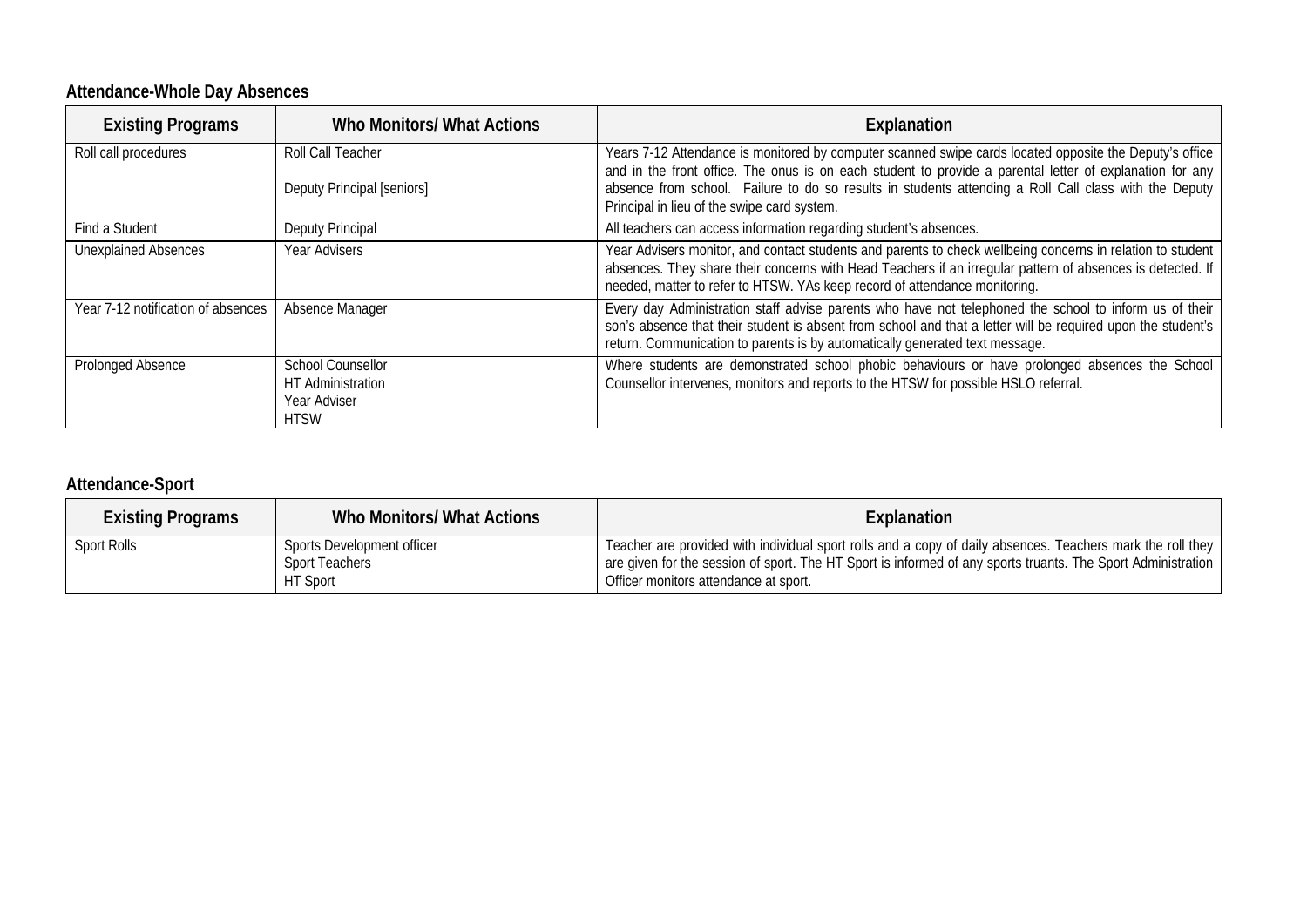### Attendance-Whole Day Absences

| Existing Programs | Who Monitors/ What Actions | Explanation |
|---|---|---|
| Roll call procedures | Roll Call Teacher<br><br>Deputy Principal [seniors] | Years 7-12 Attendance is monitored by computer scanned swipe cards located opposite the Deputy's office and in the front office. The onus is on each student to provide a parental letter of explanation for any absence from school. Failure to do so results in students attending a Roll Call class with the Deputy Principal in lieu of the swipe card system. |
| Find a Student | Deputy Principal | All teachers can access information regarding student's absences. |
| Unexplained Absences | Year Advisers | Year Advisers monitor, and contact students and parents to check wellbeing concerns in relation to student absences. They share their concerns with Head Teachers if an irregular pattern of absences is detected. If needed, matter to refer to HTSW. YAs keep record of attendance monitoring. |
| Year 7-12 notification of absences | Absence Manager | Every day Administration staff advise parents who have not telephoned the school to inform us of their son's absence that their student is absent from school and that a letter will be required upon the student's return. Communication to parents is by automatically generated text message. |
| Prolonged Absence | School Counsellor<br>HT Administration<br>Year Adviser<br>HTSW | Where students are demonstrated school phobic behaviours or have prolonged absences the School Counsellor intervenes, monitors and reports to the HTSW for possible HSLO referral. |

### Attendance-Sport

| Existing Programs | Who Monitors/ What Actions | Explanation |
|---|---|---|
| Sport Rolls | Sports Development officer<br>Sport Teachers<br>HT Sport | Teacher are provided with individual sport rolls and a copy of daily absences. Teachers mark the roll they are given for the session of sport. The HT Sport is informed of any sports truants. The Sport Administration Officer monitors attendance at sport. |